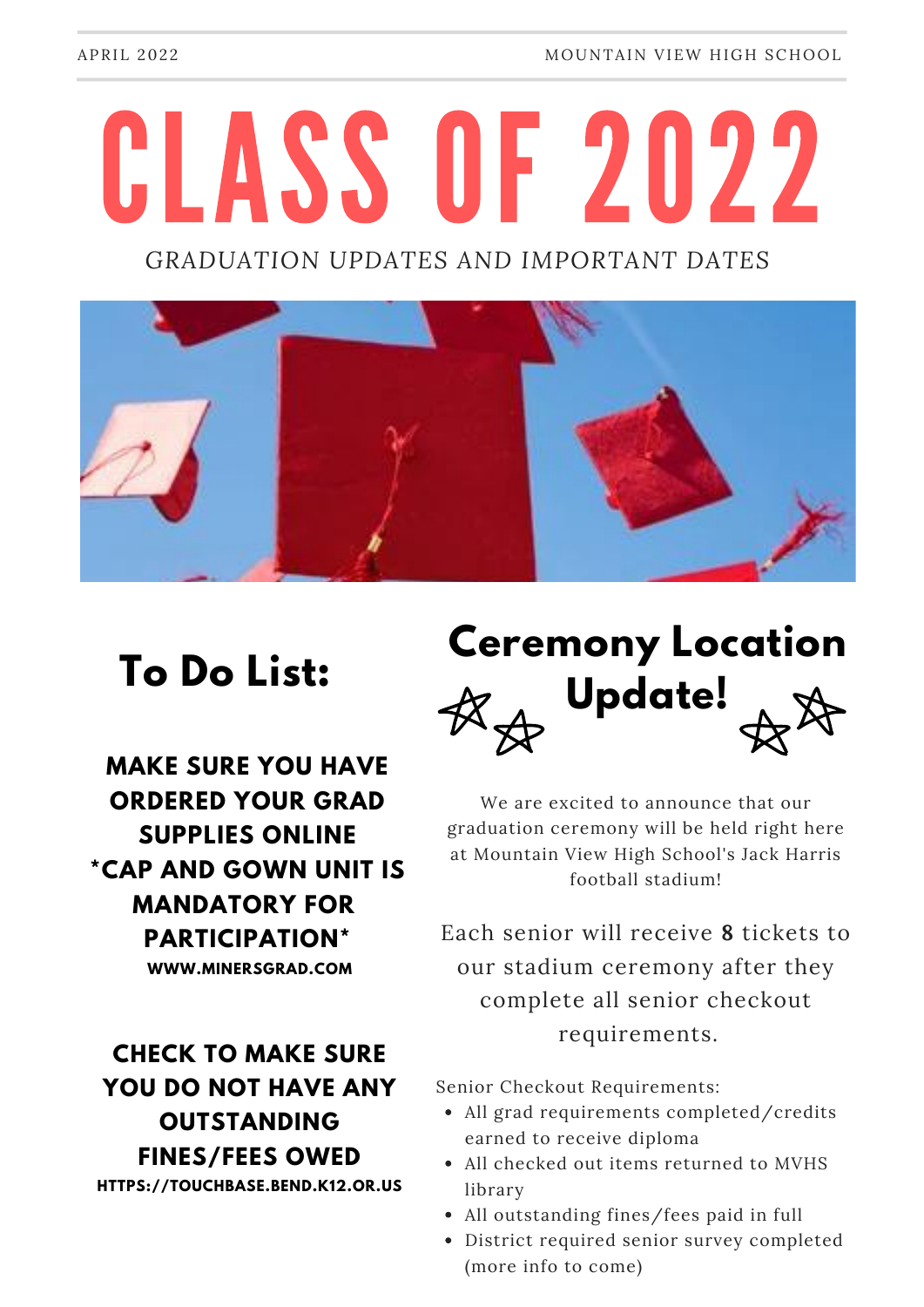APRIL 2022 | MOUNTAIN VIEW HIGH SCHOOL

# CLASS OF 2022

*GRADUATION UPDATES AND IMPORTANT DATES*

## To Do List:

**MAKE SURE YOU HAVE ORDERED YOUR GRAD SUPPLIES ONLINE *CAP AND GOWN UNIT IS MANDATORY FOR PARTICIPATION***

**WWW.MINERSGRAD.COM**

**CHECK TO MAKE SURE YOU DO NOT HAVE ANY OUTSTANDING FINES/FEES OWED**

**HTTPS://TOUCHBASE.BEND.K12.OR.US**

## Ceremony Location Update!

We are excited to announce that our graduation ceremony will be held right here at Mountain View High School's Jack Harris football stadium!

Each senior will receive **8** tickets to our stadium ceremony after they complete all senior checkout requirements.

Senior Checkout Requirements:

- All grad requirements completed/credits earned to receive diploma
- All checked out items returned to MVHS library
- All outstanding fines/fees paid in full
- District required senior survey completed (more info to come)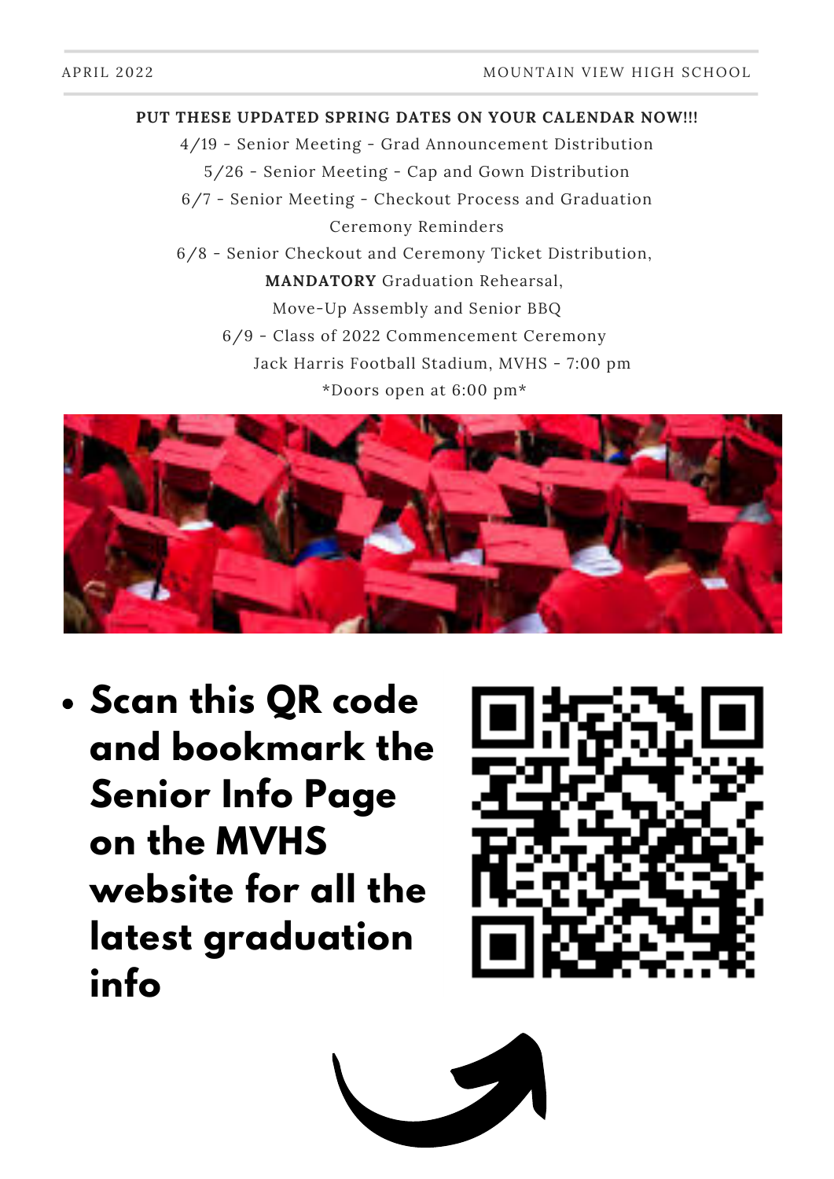**PUT THESE UPDATED SPRING DATES ON YOUR CALENDAR NOW!!!**

4/19 - Senior Meeting - Grad Announcement Distribution

5/26 - Senior Meeting - Cap and Gown Distribution

6/7 - Senior Meeting - Checkout Process and Graduation Ceremony Reminders

6/8 - Senior Checkout and Ceremony Ticket Distribution, **MANDATORY** Graduation Rehearsal, Move-Up Assembly and Senior BBQ

6/9 - Class of 2022 Commencement Ceremony
Jack Harris Football Stadium, MVHS - 7:00 pm
*Doors open at 6:00 pm*

- **Scan this QR code and bookmark the Senior Info Page on the MVHS website for all the latest graduation info**